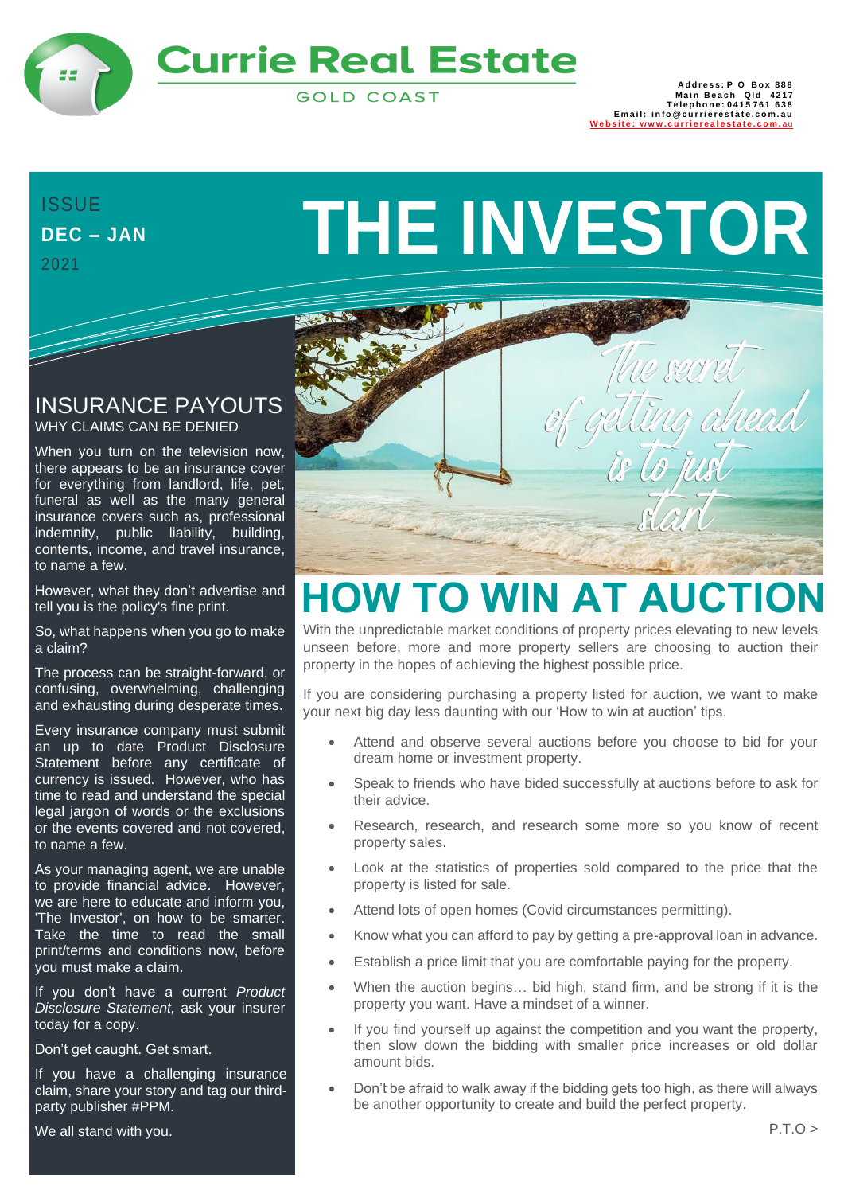# Currie Real Estate

GOLD COAST

Address: P O Box 888
Main Beach Qld 4217
Telephone: 0415 761 638
Email: info@currierestate.com.au
Website: www.currierealestate.com.au

ISSUE
**DEC – JAN**
2021

# THE INVESTOR

## INSURANCE PAYOUTS

WHY CLAIMS CAN BE DENIED

When you turn on the television now, there appears to be an insurance cover for everything from landlord, life, pet, funeral as well as the many general insurance covers such as, professional indemnity, public liability, building, contents, income, and travel insurance, to name a few.

However, what they don't advertise and tell you is the policy's fine print.

So, what happens when you go to make a claim?

The process can be straight-forward, or confusing, overwhelming, challenging and exhausting during desperate times.

Every insurance company must submit an up to date Product Disclosure Statement before any certificate of currency is issued. However, who has time to read and understand the special legal jargon of words or the exclusions or the events covered and not covered, to name a few.

As your managing agent, we are unable to provide financial advice. However, we are here to educate and inform you, 'The Investor', on how to be smarter. Take the time to read the small print/terms and conditions now, before you must make a claim.

If you don't have a current *Product Disclosure Statement,* ask your insurer today for a copy.

Don't get caught. Get smart.

If you have a challenging insurance claim, share your story and tag our third-party publisher #PPM.

We all stand with you.

*The secret of getting ahead is to just start*

## HOW TO WIN AT AUCTION

With the unpredictable market conditions of property prices elevating to new levels unseen before, more and more property sellers are choosing to auction their property in the hopes of achieving the highest possible price.

If you are considering purchasing a property listed for auction, we want to make your next big day less daunting with our 'How to win at auction' tips.

- Attend and observe several auctions before you choose to bid for your dream home or investment property.
- Speak to friends who have bided successfully at auctions before to ask for their advice.
- Research, research, and research some more so you know of recent property sales.
- Look at the statistics of properties sold compared to the price that the property is listed for sale.
- Attend lots of open homes (Covid circumstances permitting).
- Know what you can afford to pay by getting a pre-approval loan in advance.
- Establish a price limit that you are comfortable paying for the property.
- When the auction begins… bid high, stand firm, and be strong if it is the property you want. Have a mindset of a winner.
- If you find yourself up against the competition and you want the property, then slow down the bidding with smaller price increases or old dollar amount bids.
- Don't be afraid to walk away if the bidding gets too high, as there will always be another opportunity to create and build the perfect property.

P.T.O >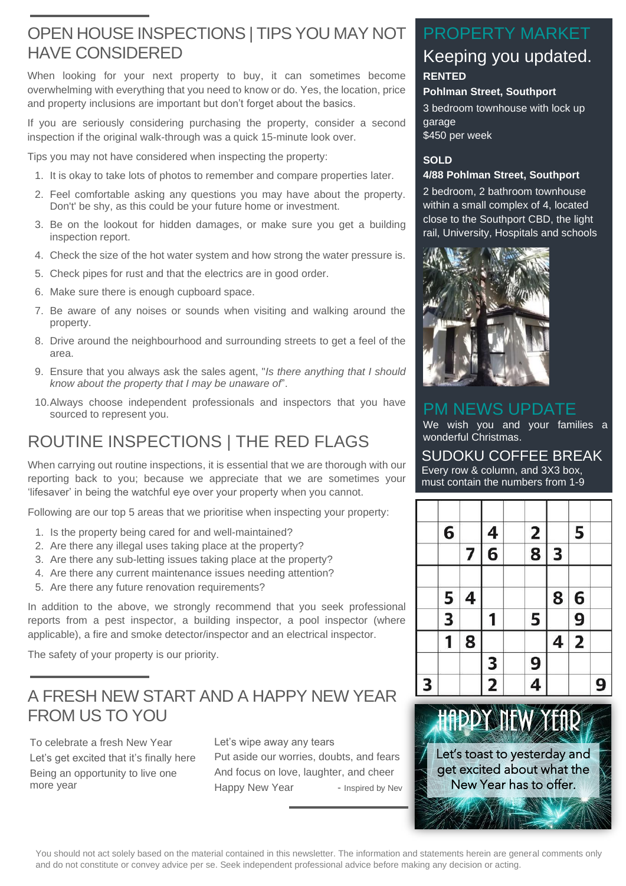## OPEN HOUSE INSPECTIONS | TIPS YOU MAY NOT HAVE CONSIDERED

When looking for your next property to buy, it can sometimes become overwhelming with everything that you need to know or do. Yes, the location, price and property inclusions are important but don't forget about the basics.

If you are seriously considering purchasing the property, consider a second inspection if the original walk-through was a quick 15-minute look over.

Tips you may not have considered when inspecting the property:

1. It is okay to take lots of photos to remember and compare properties later.
2. Feel comfortable asking any questions you may have about the property. Don't' be shy, as this could be your future home or investment.
3. Be on the lookout for hidden damages, or make sure you get a building inspection report.
4. Check the size of the hot water system and how strong the water pressure is.
5. Check pipes for rust and that the electrics are in good order.
6. Make sure there is enough cupboard space.
7. Be aware of any noises or sounds when visiting and walking around the property.
8. Drive around the neighbourhood and surrounding streets to get a feel of the area.
9. Ensure that you always ask the sales agent, "*Is there anything that I should know about the property that I may be unaware of*".
10. Always choose independent professionals and inspectors that you have sourced to represent you.

## ROUTINE INSPECTIONS | THE RED FLAGS

When carrying out routine inspections, it is essential that we are thorough with our reporting back to you; because we appreciate that we are sometimes your 'lifesaver' in being the watchful eye over your property when you cannot.

Following are our top 5 areas that we prioritise when inspecting your property:

1. Is the property being cared for and well-maintained?
2. Are there any illegal uses taking place at the property?
3. Are there any sub-letting issues taking place at the property?
4. Are there any current maintenance issues needing attention?
5. Are there any future renovation requirements?

In addition to the above, we strongly recommend that you seek professional reports from a pest inspector, a building inspector, a pool inspector (where applicable), a fire and smoke detector/inspector and an electrical inspector.

The safety of your property is our priority.

## A FRESH NEW START AND A HAPPY NEW YEAR FROM US TO YOU

To celebrate a fresh New Year
Let's get excited that it's finally here
Being an opportunity to live one more year

Let's wipe away any tears
Put aside our worries, doubts, and fears
And focus on love, laughter, and cheer
Happy New Year

- Inspired by Nev

## PROPERTY MARKET

### Keeping you updated.

**RENTED**

**Pohlman Street, Southport**

3 bedroom townhouse with lock up garage
$450 per week

**SOLD**

**4/88 Pohlman Street, Southport**

2 bedroom, 2 bathroom townhouse within a small complex of 4, located close to the Southport CBD, the light rail, University, Hospitals and schools

## PM NEWS UPDATE

We wish you and your families a wonderful Christmas.

## SUDOKU COFFEE BREAK

Every row & column, and 3X3 box, must contain the numbers from 1-9

| | | | | | | | | |
|---|---|---|---|---|---|---|---|---|
| | | | | | | | | |
| | 6 | | 4 | | 2 | | 5 | |
| | | 7 | 6 | | 8 | 3 | | |
| | | | | | | | | |
| | 5 | 4 | | | | 8 | 6 | |
| | 3 | | 1 | | 5 | | 9 | |
| | 1 | 8 | | | | 4 | 2 | |
| | | | 3 | | 9 | | | |
| 3 | | | 2 | | 4 | | | 9 |

HAPPY NEW YEAR

Let's toast to yesterday and get excited about what the New Year has to offer.

You should not act solely based on the material contained in this newsletter. The information and statements herein are general comments only and do not constitute or convey advice per se. Seek independent professional advice before making any decision or acting.